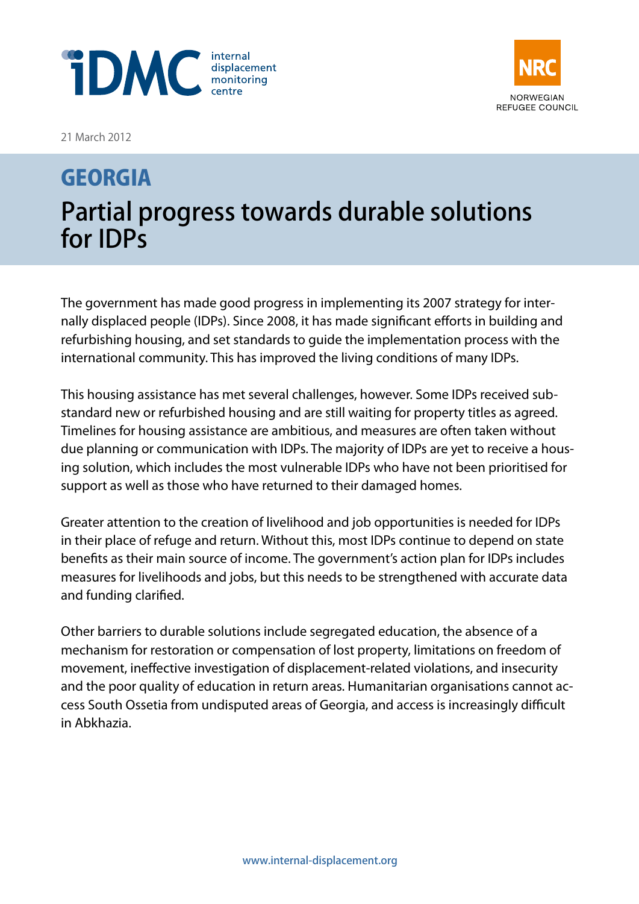21 March 2012

# GEORGIA

# Partial progress towards durable solutions for IDPs

The government has made good progress in implementing its 2007 strategy for internally displaced people (IDPs). Since 2008, it has made significant efforts in building and refurbishing housing, and set standards to guide the implementation process with the international community. This has improved the living conditions of many IDPs.

This housing assistance has met several challenges, however. Some IDPs received substandard new or refurbished housing and are still waiting for property titles as agreed. Timelines for housing assistance are ambitious, and measures are often taken without due planning or communication with IDPs. The majority of IDPs are yet to receive a housing solution, which includes the most vulnerable IDPs who have not been prioritised for support as well as those who have returned to their damaged homes.

Greater attention to the creation of livelihood and job opportunities is needed for IDPs in their place of refuge and return. Without this, most IDPs continue to depend on state benefits as their main source of income. The government's action plan for IDPs includes measures for livelihoods and jobs, but this needs to be strengthened with accurate data and funding clarified.

Other barriers to durable solutions include segregated education, the absence of a mechanism for restoration or compensation of lost property, limitations on freedom of movement, ineffective investigation of displacement-related violations, and insecurity and the poor quality of education in return areas. Humanitarian organisations cannot access South Ossetia from undisputed areas of Georgia, and access is increasingly difficult in Abkhazia.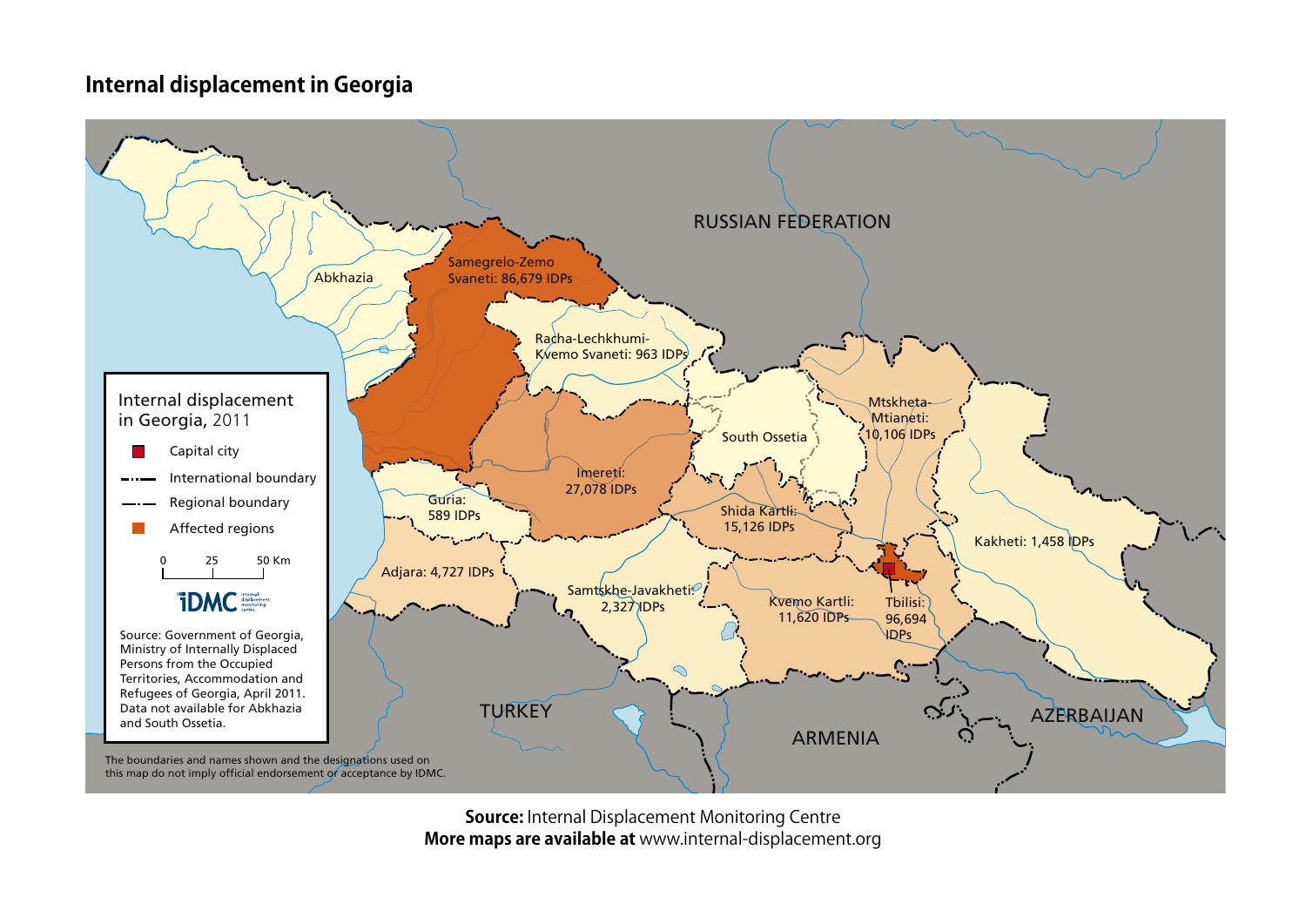## Internal displacement in Georgia

RUSSIAN FEDERATION

Abkhazia

Samegrelo-Zemo Svaneti: 86,679 IDPs

Racha-Lechkhumi-Kvemo Svaneti: 963 IDPs

Mtskheta-Mtianeti: 10,106 IDPs

South Ossetia

Imereti: 27,078 IDPs

Guria: 589 IDPs

Shida Kartli: 15,126 IDPs

Kakheti: 1,458 IDPs

Adjara: 4,727 IDPs

Samtskhe-Javakheti: 2,327 IDPs

Kvemo Kartli: 11,620 IDPs

Tbilisi: 96,694 IDPs

TURKEY

ARMENIA

AZERBAIJAN

**Internal displacement in Georgia, 2011**

- Capital city
- International boundary
- Regional boundary
- Affected regions

0 25 50 Km

iDMC internal displacement monitoring centre

Source: Government of Georgia, Ministry of Internally Displaced Persons from the Occupied Territories, Accommodation and Refugees of Georgia, April 2011. Data not available for Abkhazia and South Ossetia.

The boundaries and names shown and the designations used on this map do not imply official endorsement or acceptance by IDMC.

**Source:** Internal Displacement Monitoring Centre
**More maps are available at** www.internal-displacement.org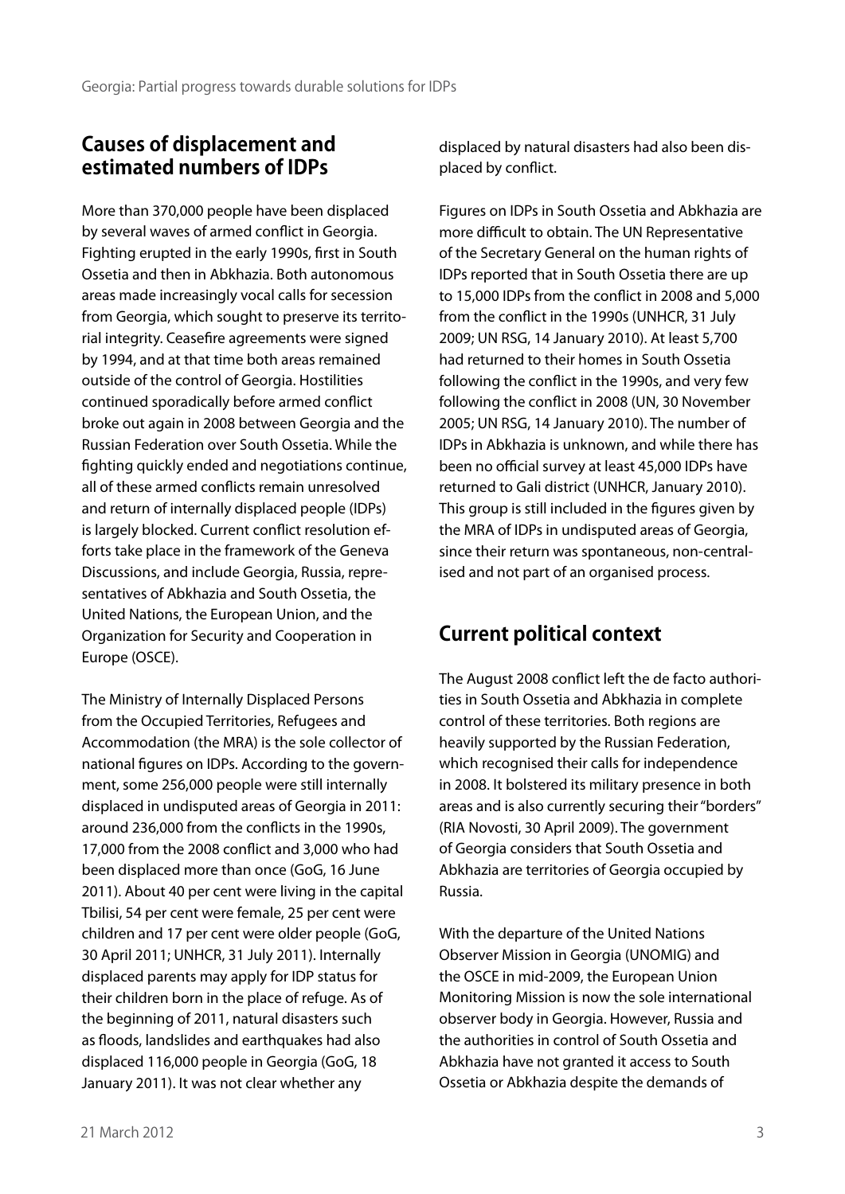## Causes of displacement and estimated numbers of IDPs

More than 370,000 people have been displaced by several waves of armed conflict in Georgia. Fighting erupted in the early 1990s, first in South Ossetia and then in Abkhazia. Both autonomous areas made increasingly vocal calls for secession from Georgia, which sought to preserve its territorial integrity. Ceasefire agreements were signed by 1994, and at that time both areas remained outside of the control of Georgia. Hostilities continued sporadically before armed conflict broke out again in 2008 between Georgia and the Russian Federation over South Ossetia. While the fighting quickly ended and negotiations continue, all of these armed conflicts remain unresolved and return of internally displaced people (IDPs) is largely blocked. Current conflict resolution efforts take place in the framework of the Geneva Discussions, and include Georgia, Russia, representatives of Abkhazia and South Ossetia, the United Nations, the European Union, and the Organization for Security and Cooperation in Europe (OSCE).

The Ministry of Internally Displaced Persons from the Occupied Territories, Refugees and Accommodation (the MRA) is the sole collector of national figures on IDPs. According to the government, some 256,000 people were still internally displaced in undisputed areas of Georgia in 2011: around 236,000 from the conflicts in the 1990s, 17,000 from the 2008 conflict and 3,000 who had been displaced more than once (GoG, 16 June 2011). About 40 per cent were living in the capital Tbilisi, 54 per cent were female, 25 per cent were children and 17 per cent were older people (GoG, 30 April 2011; UNHCR, 31 July 2011). Internally displaced parents may apply for IDP status for their children born in the place of refuge. As of the beginning of 2011, natural disasters such as floods, landslides and earthquakes had also displaced 116,000 people in Georgia (GoG, 18 January 2011). It was not clear whether any displaced by natural disasters had also been displaced by conflict.

Figures on IDPs in South Ossetia and Abkhazia are more difficult to obtain. The UN Representative of the Secretary General on the human rights of IDPs reported that in South Ossetia there are up to 15,000 IDPs from the conflict in 2008 and 5,000 from the conflict in the 1990s (UNHCR, 31 July 2009; UN RSG, 14 January 2010). At least 5,700 had returned to their homes in South Ossetia following the conflict in the 1990s, and very few following the conflict in 2008 (UN, 30 November 2005; UN RSG, 14 January 2010). The number of IDPs in Abkhazia is unknown, and while there has been no official survey at least 45,000 IDPs have returned to Gali district (UNHCR, January 2010). This group is still included in the figures given by the MRA of IDPs in undisputed areas of Georgia, since their return was spontaneous, non-centralised and not part of an organised process.

## Current political context

The August 2008 conflict left the de facto authorities in South Ossetia and Abkhazia in complete control of these territories. Both regions are heavily supported by the Russian Federation, which recognised their calls for independence in 2008. It bolstered its military presence in both areas and is also currently securing their "borders" (RIA Novosti, 30 April 2009). The government of Georgia considers that South Ossetia and Abkhazia are territories of Georgia occupied by Russia.

With the departure of the United Nations Observer Mission in Georgia (UNOMIG) and the OSCE in mid-2009, the European Union Monitoring Mission is now the sole international observer body in Georgia. However, Russia and the authorities in control of South Ossetia and Abkhazia have not granted it access to South Ossetia or Abkhazia despite the demands of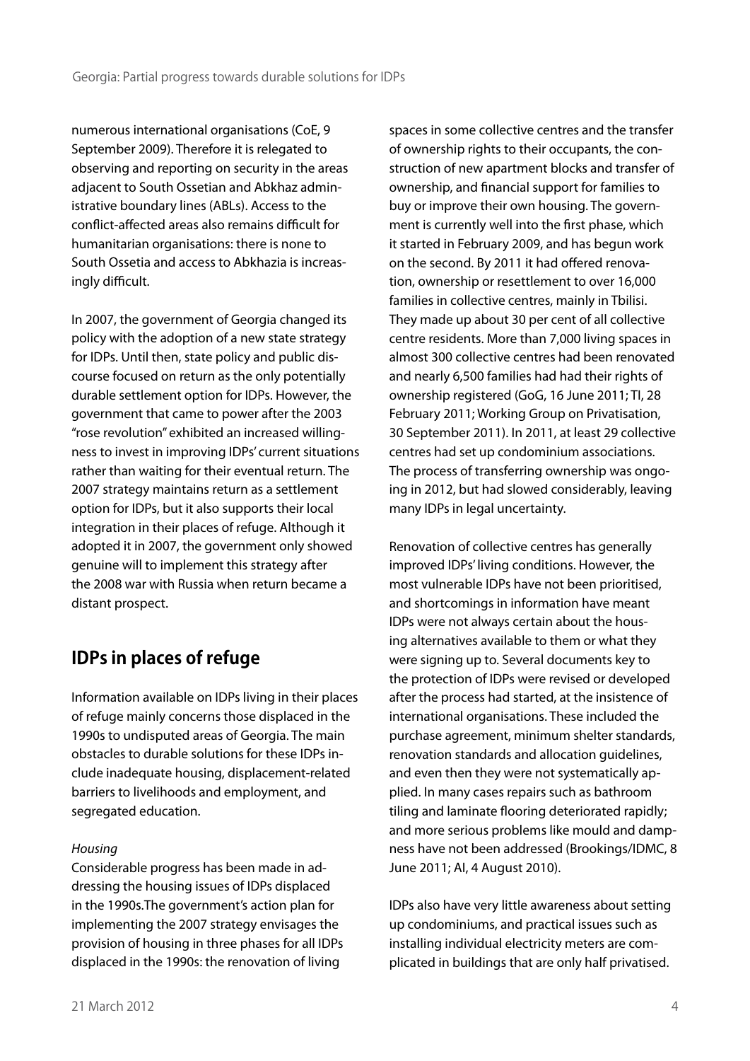numerous international organisations (CoE, 9 September 2009). Therefore it is relegated to observing and reporting on security in the areas adjacent to South Ossetian and Abkhaz administrative boundary lines (ABLs). Access to the conflict-affected areas also remains difficult for humanitarian organisations: there is none to South Ossetia and access to Abkhazia is increasingly difficult.

In 2007, the government of Georgia changed its policy with the adoption of a new state strategy for IDPs. Until then, state policy and public discourse focused on return as the only potentially durable settlement option for IDPs. However, the government that came to power after the 2003 "rose revolution" exhibited an increased willingness to invest in improving IDPs' current situations rather than waiting for their eventual return. The 2007 strategy maintains return as a settlement option for IDPs, but it also supports their local integration in their places of refuge. Although it adopted it in 2007, the government only showed genuine will to implement this strategy after the 2008 war with Russia when return became a distant prospect.

## IDPs in places of refuge

Information available on IDPs living in their places of refuge mainly concerns those displaced in the 1990s to undisputed areas of Georgia. The main obstacles to durable solutions for these IDPs include inadequate housing, displacement-related barriers to livelihoods and employment, and segregated education.

*Housing*

Considerable progress has been made in addressing the housing issues of IDPs displaced in the 1990s. The government's action plan for implementing the 2007 strategy envisages the provision of housing in three phases for all IDPs displaced in the 1990s: the renovation of living spaces in some collective centres and the transfer of ownership rights to their occupants, the construction of new apartment blocks and transfer of ownership, and financial support for families to buy or improve their own housing. The government is currently well into the first phase, which it started in February 2009, and has begun work on the second. By 2011 it had offered renovation, ownership or resettlement to over 16,000 families in collective centres, mainly in Tbilisi. They made up about 30 per cent of all collective centre residents. More than 7,000 living spaces in almost 300 collective centres had been renovated and nearly 6,500 families had had their rights of ownership registered (GoG, 16 June 2011; TI, 28 February 2011; Working Group on Privatisation, 30 September 2011). In 2011, at least 29 collective centres had set up condominium associations. The process of transferring ownership was ongoing in 2012, but had slowed considerably, leaving many IDPs in legal uncertainty.

Renovation of collective centres has generally improved IDPs' living conditions. However, the most vulnerable IDPs have not been prioritised, and shortcomings in information have meant IDPs were not always certain about the housing alternatives available to them or what they were signing up to. Several documents key to the protection of IDPs were revised or developed after the process had started, at the insistence of international organisations. These included the purchase agreement, minimum shelter standards, renovation standards and allocation guidelines, and even then they were not systematically applied. In many cases repairs such as bathroom tiling and laminate flooring deteriorated rapidly; and more serious problems like mould and dampness have not been addressed (Brookings/IDMC, 8 June 2011; AI, 4 August 2010).

IDPs also have very little awareness about setting up condominiums, and practical issues such as installing individual electricity meters are complicated in buildings that are only half privatised.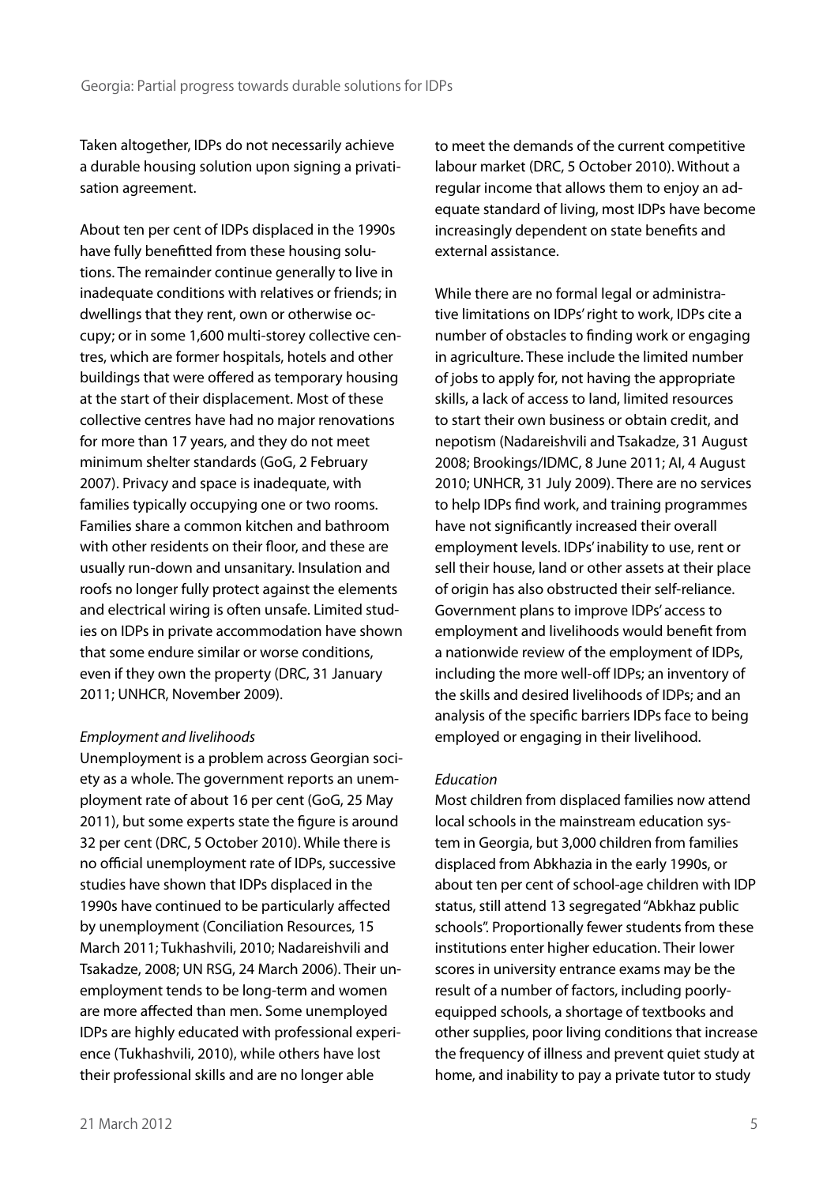Taken altogether, IDPs do not necessarily achieve a durable housing solution upon signing a privatisation agreement.

About ten per cent of IDPs displaced in the 1990s have fully benefitted from these housing solutions. The remainder continue generally to live in inadequate conditions with relatives or friends; in dwellings that they rent, own or otherwise occupy; or in some 1,600 multi-storey collective centres, which are former hospitals, hotels and other buildings that were offered as temporary housing at the start of their displacement. Most of these collective centres have had no major renovations for more than 17 years, and they do not meet minimum shelter standards (GoG, 2 February 2007). Privacy and space is inadequate, with families typically occupying one or two rooms. Families share a common kitchen and bathroom with other residents on their floor, and these are usually run-down and unsanitary. Insulation and roofs no longer fully protect against the elements and electrical wiring is often unsafe. Limited studies on IDPs in private accommodation have shown that some endure similar or worse conditions, even if they own the property (DRC, 31 January 2011; UNHCR, November 2009).

*Employment and livelihoods*

Unemployment is a problem across Georgian society as a whole. The government reports an unemployment rate of about 16 per cent (GoG, 25 May 2011), but some experts state the figure is around 32 per cent (DRC, 5 October 2010). While there is no official unemployment rate of IDPs, successive studies have shown that IDPs displaced in the 1990s have continued to be particularly affected by unemployment (Conciliation Resources, 15 March 2011; Tukhashvili, 2010; Nadareishvili and Tsakadze, 2008; UN RSG, 24 March 2006). Their unemployment tends to be long-term and women are more affected than men. Some unemployed IDPs are highly educated with professional experience (Tukhashvili, 2010), while others have lost their professional skills and are no longer able to meet the demands of the current competitive labour market (DRC, 5 October 2010). Without a regular income that allows them to enjoy an adequate standard of living, most IDPs have become increasingly dependent on state benefits and external assistance.

While there are no formal legal or administrative limitations on IDPs' right to work, IDPs cite a number of obstacles to finding work or engaging in agriculture. These include the limited number of jobs to apply for, not having the appropriate skills, a lack of access to land, limited resources to start their own business or obtain credit, and nepotism (Nadareishvili and Tsakadze, 31 August 2008; Brookings/IDMC, 8 June 2011; AI, 4 August 2010; UNHCR, 31 July 2009). There are no services to help IDPs find work, and training programmes have not significantly increased their overall employment levels. IDPs' inability to use, rent or sell their house, land or other assets at their place of origin has also obstructed their self-reliance. Government plans to improve IDPs' access to employment and livelihoods would benefit from a nationwide review of the employment of IDPs, including the more well-off IDPs; an inventory of the skills and desired livelihoods of IDPs; and an analysis of the specific barriers IDPs face to being employed or engaging in their livelihood.

*Education*

Most children from displaced families now attend local schools in the mainstream education system in Georgia, but 3,000 children from families displaced from Abkhazia in the early 1990s, or about ten per cent of school-age children with IDP status, still attend 13 segregated "Abkhaz public schools". Proportionally fewer students from these institutions enter higher education. Their lower scores in university entrance exams may be the result of a number of factors, including poorly-equipped schools, a shortage of textbooks and other supplies, poor living conditions that increase the frequency of illness and prevent quiet study at home, and inability to pay a private tutor to study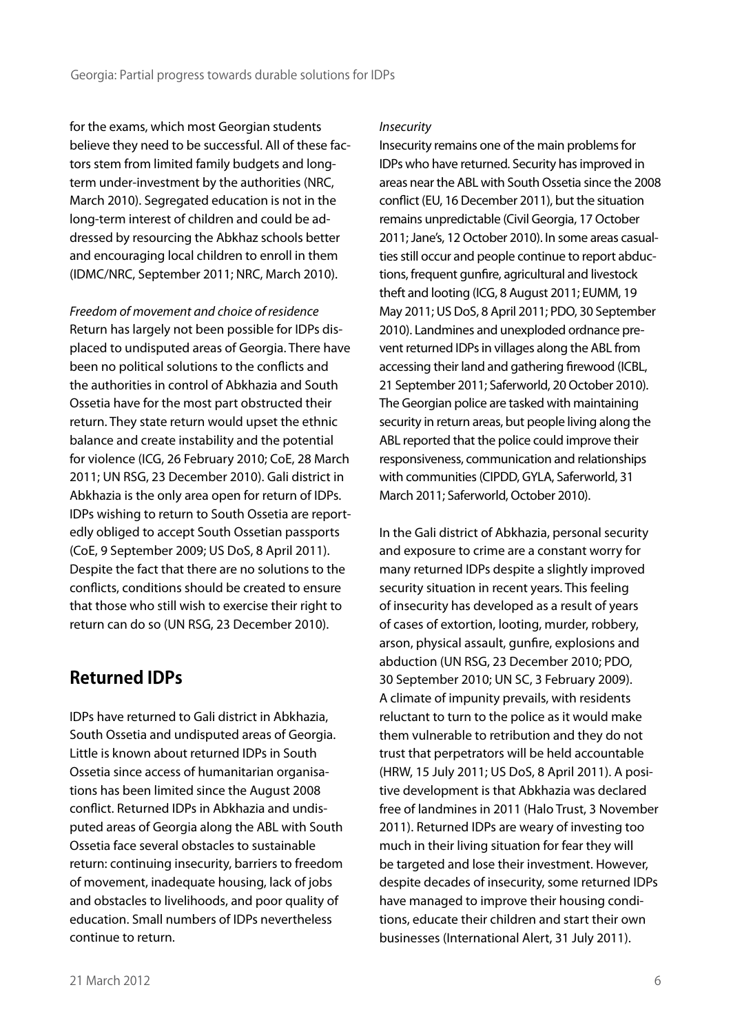for the exams, which most Georgian students believe they need to be successful. All of these factors stem from limited family budgets and long-term under-investment by the authorities (NRC, March 2010). Segregated education is not in the long-term interest of children and could be addressed by resourcing the Abkhaz schools better and encouraging local children to enroll in them (IDMC/NRC, September 2011; NRC, March 2010).

*Freedom of movement and choice of residence*

Return has largely not been possible for IDPs displaced to undisputed areas of Georgia. There have been no political solutions to the conflicts and the authorities in control of Abkhazia and South Ossetia have for the most part obstructed their return. They state return would upset the ethnic balance and create instability and the potential for violence (ICG, 26 February 2010; CoE, 28 March 2011; UN RSG, 23 December 2010). Gali district in Abkhazia is the only area open for return of IDPs. IDPs wishing to return to South Ossetia are reportedly obliged to accept South Ossetian passports (CoE, 9 September 2009; US DoS, 8 April 2011). Despite the fact that there are no solutions to the conflicts, conditions should be created to ensure that those who still wish to exercise their right to return can do so (UN RSG, 23 December 2010).

## Returned IDPs

IDPs have returned to Gali district in Abkhazia, South Ossetia and undisputed areas of Georgia. Little is known about returned IDPs in South Ossetia since access of humanitarian organisations has been limited since the August 2008 conflict. Returned IDPs in Abkhazia and undisputed areas of Georgia along the ABL with South Ossetia face several obstacles to sustainable return: continuing insecurity, barriers to freedom of movement, inadequate housing, lack of jobs and obstacles to livelihoods, and poor quality of education. Small numbers of IDPs nevertheless continue to return.

*Insecurity*

Insecurity remains one of the main problems for IDPs who have returned. Security has improved in areas near the ABL with South Ossetia since the 2008 conflict (EU, 16 December 2011), but the situation remains unpredictable (Civil Georgia, 17 October 2011; Jane's, 12 October 2010). In some areas casualties still occur and people continue to report abductions, frequent gunfire, agricultural and livestock theft and looting (ICG, 8 August 2011; EUMM, 19 May 2011; US DoS, 8 April 2011; PDO, 30 September 2010). Landmines and unexploded ordnance prevent returned IDPs in villages along the ABL from accessing their land and gathering firewood (ICBL, 21 September 2011; Saferworld, 20 October 2010). The Georgian police are tasked with maintaining security in return areas, but people living along the ABL reported that the police could improve their responsiveness, communication and relationships with communities (CIPDD, GYLA, Saferworld, 31 March 2011; Saferworld, October 2010).

In the Gali district of Abkhazia, personal security and exposure to crime are a constant worry for many returned IDPs despite a slightly improved security situation in recent years. This feeling of insecurity has developed as a result of years of cases of extortion, looting, murder, robbery, arson, physical assault, gunfire, explosions and abduction (UN RSG, 23 December 2010; PDO, 30 September 2010; UN SC, 3 February 2009). A climate of impunity prevails, with residents reluctant to turn to the police as it would make them vulnerable to retribution and they do not trust that perpetrators will be held accountable (HRW, 15 July 2011; US DoS, 8 April 2011). A positive development is that Abkhazia was declared free of landmines in 2011 (Halo Trust, 3 November 2011). Returned IDPs are weary of investing too much in their living situation for fear they will be targeted and lose their investment. However, despite decades of insecurity, some returned IDPs have managed to improve their housing conditions, educate their children and start their own businesses (International Alert, 31 July 2011).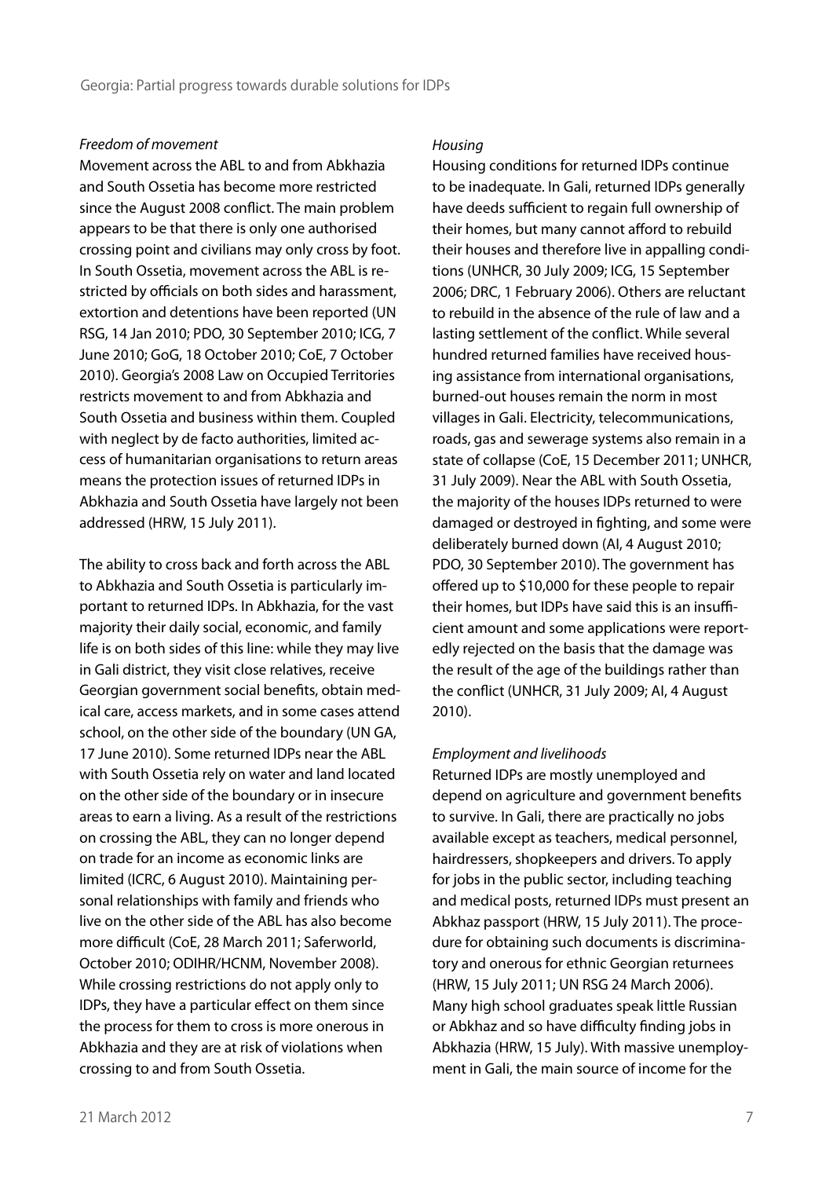*Freedom of movement*

Movement across the ABL to and from Abkhazia and South Ossetia has become more restricted since the August 2008 conflict. The main problem appears to be that there is only one authorised crossing point and civilians may only cross by foot. In South Ossetia, movement across the ABL is restricted by officials on both sides and harassment, extortion and detentions have been reported (UN RSG, 14 Jan 2010; PDO, 30 September 2010; ICG, 7 June 2010; GoG, 18 October 2010; CoE, 7 October 2010). Georgia's 2008 Law on Occupied Territories restricts movement to and from Abkhazia and South Ossetia and business within them. Coupled with neglect by de facto authorities, limited access of humanitarian organisations to return areas means the protection issues of returned IDPs in Abkhazia and South Ossetia have largely not been addressed (HRW, 15 July 2011).

The ability to cross back and forth across the ABL to Abkhazia and South Ossetia is particularly important to returned IDPs. In Abkhazia, for the vast majority their daily social, economic, and family life is on both sides of this line: while they may live in Gali district, they visit close relatives, receive Georgian government social benefits, obtain medical care, access markets, and in some cases attend school, on the other side of the boundary (UN GA, 17 June 2010). Some returned IDPs near the ABL with South Ossetia rely on water and land located on the other side of the boundary or in insecure areas to earn a living. As a result of the restrictions on crossing the ABL, they can no longer depend on trade for an income as economic links are limited (ICRC, 6 August 2010). Maintaining personal relationships with family and friends who live on the other side of the ABL has also become more difficult (CoE, 28 March 2011; Saferworld, October 2010; ODIHR/HCNM, November 2008). While crossing restrictions do not apply only to IDPs, they have a particular effect on them since the process for them to cross is more onerous in Abkhazia and they are at risk of violations when crossing to and from South Ossetia.

*Housing*

Housing conditions for returned IDPs continue to be inadequate. In Gali, returned IDPs generally have deeds sufficient to regain full ownership of their homes, but many cannot afford to rebuild their houses and therefore live in appalling conditions (UNHCR, 30 July 2009; ICG, 15 September 2006; DRC, 1 February 2006). Others are reluctant to rebuild in the absence of the rule of law and a lasting settlement of the conflict. While several hundred returned families have received housing assistance from international organisations, burned-out houses remain the norm in most villages in Gali. Electricity, telecommunications, roads, gas and sewerage systems also remain in a state of collapse (CoE, 15 December 2011; UNHCR, 31 July 2009). Near the ABL with South Ossetia, the majority of the houses IDPs returned to were damaged or destroyed in fighting, and some were deliberately burned down (AI, 4 August 2010; PDO, 30 September 2010). The government has offered up to $10,000 for these people to repair their homes, but IDPs have said this is an insufficient amount and some applications were reportedly rejected on the basis that the damage was the result of the age of the buildings rather than the conflict (UNHCR, 31 July 2009; AI, 4 August 2010).

*Employment and livelihoods*

Returned IDPs are mostly unemployed and depend on agriculture and government benefits to survive. In Gali, there are practically no jobs available except as teachers, medical personnel, hairdressers, shopkeepers and drivers. To apply for jobs in the public sector, including teaching and medical posts, returned IDPs must present an Abkhaz passport (HRW, 15 July 2011). The procedure for obtaining such documents is discriminatory and onerous for ethnic Georgian returnees (HRW, 15 July 2011; UN RSG 24 March 2006). Many high school graduates speak little Russian or Abkhaz and so have difficulty finding jobs in Abkhazia (HRW, 15 July). With massive unemployment in Gali, the main source of income for the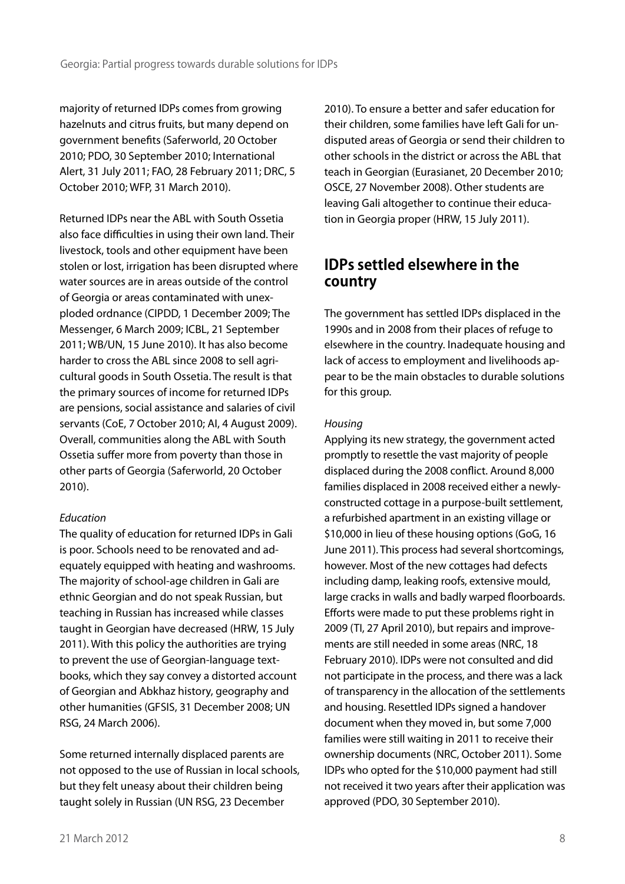majority of returned IDPs comes from growing hazelnuts and citrus fruits, but many depend on government benefits (Saferworld, 20 October 2010; PDO, 30 September 2010; International Alert, 31 July 2011; FAO, 28 February 2011; DRC, 5 October 2010; WFP, 31 March 2010).

Returned IDPs near the ABL with South Ossetia also face difficulties in using their own land. Their livestock, tools and other equipment have been stolen or lost, irrigation has been disrupted where water sources are in areas outside of the control of Georgia or areas contaminated with unexploded ordnance (CIPDD, 1 December 2009; The Messenger, 6 March 2009; ICBL, 21 September 2011; WB/UN, 15 June 2010). It has also become harder to cross the ABL since 2008 to sell agricultural goods in South Ossetia. The result is that the primary sources of income for returned IDPs are pensions, social assistance and salaries of civil servants (CoE, 7 October 2010; AI, 4 August 2009). Overall, communities along the ABL with South Ossetia suffer more from poverty than those in other parts of Georgia (Saferworld, 20 October 2010).

*Education*

The quality of education for returned IDPs in Gali is poor. Schools need to be renovated and adequately equipped with heating and washrooms. The majority of school-age children in Gali are ethnic Georgian and do not speak Russian, but teaching in Russian has increased while classes taught in Georgian have decreased (HRW, 15 July 2011). With this policy the authorities are trying to prevent the use of Georgian-language textbooks, which they say convey a distorted account of Georgian and Abkhaz history, geography and other humanities (GFSIS, 31 December 2008; UN RSG, 24 March 2006).

Some returned internally displaced parents are not opposed to the use of Russian in local schools, but they felt uneasy about their children being taught solely in Russian (UN RSG, 23 December 2010). To ensure a better and safer education for their children, some families have left Gali for undisputed areas of Georgia or send their children to other schools in the district or across the ABL that teach in Georgian (Eurasianet, 20 December 2010; OSCE, 27 November 2008). Other students are leaving Gali altogether to continue their education in Georgia proper (HRW, 15 July 2011).

## IDPs settled elsewhere in the country

The government has settled IDPs displaced in the 1990s and in 2008 from their places of refuge to elsewhere in the country. Inadequate housing and lack of access to employment and livelihoods appear to be the main obstacles to durable solutions for this group.

*Housing*

Applying its new strategy, the government acted promptly to resettle the vast majority of people displaced during the 2008 conflict. Around 8,000 families displaced in 2008 received either a newly-constructed cottage in a purpose-built settlement, a refurbished apartment in an existing village or \$10,000 in lieu of these housing options (GoG, 16 June 2011). This process had several shortcomings, however. Most of the new cottages had defects including damp, leaking roofs, extensive mould, large cracks in walls and badly warped floorboards. Efforts were made to put these problems right in 2009 (TI, 27 April 2010), but repairs and improvements are still needed in some areas (NRC, 18 February 2010). IDPs were not consulted and did not participate in the process, and there was a lack of transparency in the allocation of the settlements and housing. Resettled IDPs signed a handover document when they moved in, but some 7,000 families were still waiting in 2011 to receive their ownership documents (NRC, October 2011). Some IDPs who opted for the \$10,000 payment had still not received it two years after their application was approved (PDO, 30 September 2010).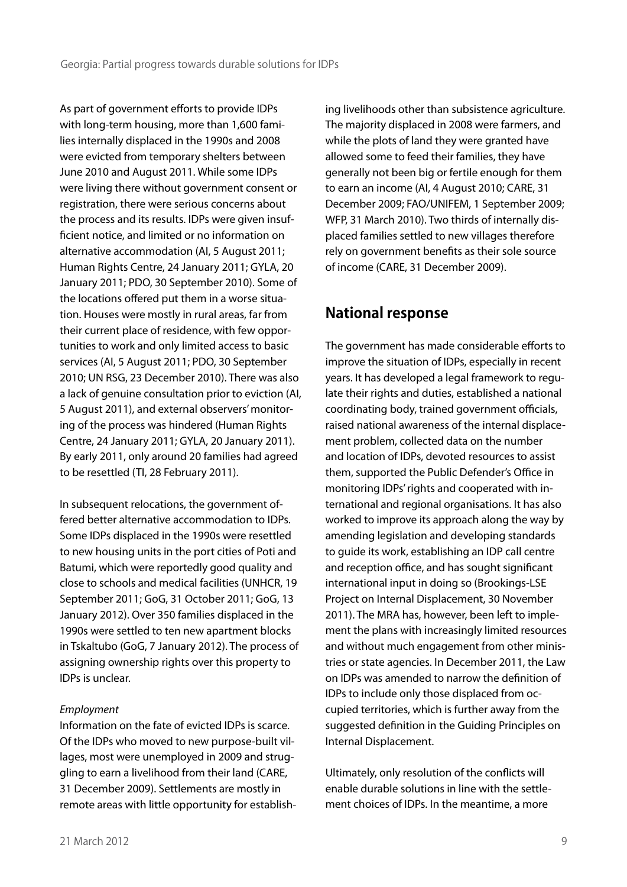As part of government efforts to provide IDPs with long-term housing, more than 1,600 families internally displaced in the 1990s and 2008 were evicted from temporary shelters between June 2010 and August 2011. While some IDPs were living there without government consent or registration, there were serious concerns about the process and its results. IDPs were given insufficient notice, and limited or no information on alternative accommodation (AI, 5 August 2011; Human Rights Centre, 24 January 2011; GYLA, 20 January 2011; PDO, 30 September 2010). Some of the locations offered put them in a worse situation. Houses were mostly in rural areas, far from their current place of residence, with few opportunities to work and only limited access to basic services (AI, 5 August 2011; PDO, 30 September 2010; UN RSG, 23 December 2010). There was also a lack of genuine consultation prior to eviction (AI, 5 August 2011), and external observers' monitoring of the process was hindered (Human Rights Centre, 24 January 2011; GYLA, 20 January 2011). By early 2011, only around 20 families had agreed to be resettled (TI, 28 February 2011).

In subsequent relocations, the government offered better alternative accommodation to IDPs. Some IDPs displaced in the 1990s were resettled to new housing units in the port cities of Poti and Batumi, which were reportedly good quality and close to schools and medical facilities (UNHCR, 19 September 2011; GoG, 31 October 2011; GoG, 13 January 2012). Over 350 families displaced in the 1990s were settled to ten new apartment blocks in Tskaltubo (GoG, 7 January 2012). The process of assigning ownership rights over this property to IDPs is unclear.

*Employment*

Information on the fate of evicted IDPs is scarce. Of the IDPs who moved to new purpose-built villages, most were unemployed in 2009 and struggling to earn a livelihood from their land (CARE, 31 December 2009). Settlements are mostly in remote areas with little opportunity for establishing livelihoods other than subsistence agriculture. The majority displaced in 2008 were farmers, and while the plots of land they were granted have allowed some to feed their families, they have generally not been big or fertile enough for them to earn an income (AI, 4 August 2010; CARE, 31 December 2009; FAO/UNIFEM, 1 September 2009; WFP, 31 March 2010). Two thirds of internally displaced families settled to new villages therefore rely on government benefits as their sole source of income (CARE, 31 December 2009).

## National response

The government has made considerable efforts to improve the situation of IDPs, especially in recent years. It has developed a legal framework to regulate their rights and duties, established a national coordinating body, trained government officials, raised national awareness of the internal displacement problem, collected data on the number and location of IDPs, devoted resources to assist them, supported the Public Defender's Office in monitoring IDPs' rights and cooperated with international and regional organisations. It has also worked to improve its approach along the way by amending legislation and developing standards to guide its work, establishing an IDP call centre and reception office, and has sought significant international input in doing so (Brookings-LSE Project on Internal Displacement, 30 November 2011). The MRA has, however, been left to implement the plans with increasingly limited resources and without much engagement from other ministries or state agencies. In December 2011, the Law on IDPs was amended to narrow the definition of IDPs to include only those displaced from occupied territories, which is further away from the suggested definition in the Guiding Principles on Internal Displacement.

Ultimately, only resolution of the conflicts will enable durable solutions in line with the settlement choices of IDPs. In the meantime, a more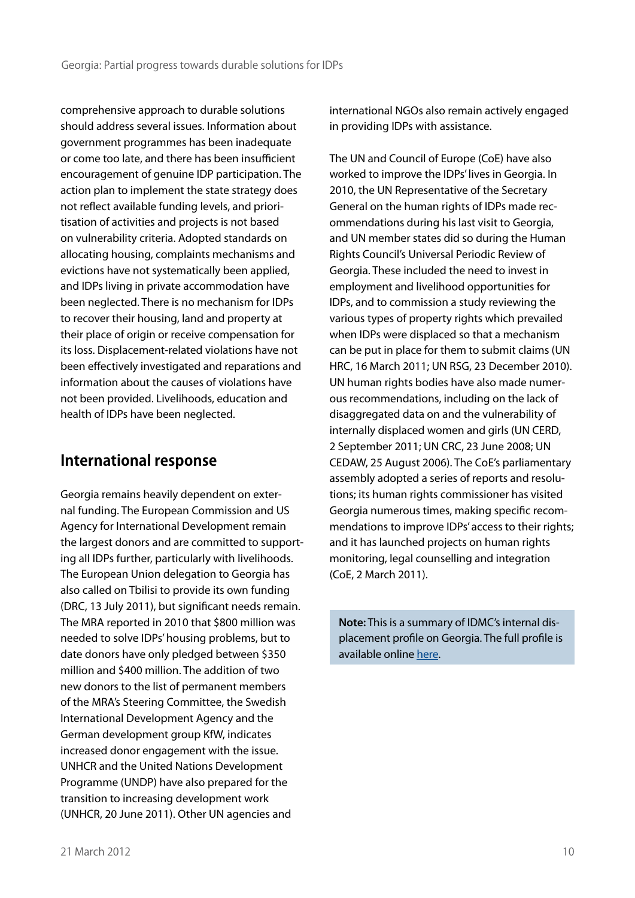comprehensive approach to durable solutions should address several issues. Information about government programmes has been inadequate or come too late, and there has been insufficient encouragement of genuine IDP participation. The action plan to implement the state strategy does not reflect available funding levels, and prioritisation of activities and projects is not based on vulnerability criteria. Adopted standards on allocating housing, complaints mechanisms and evictions have not systematically been applied, and IDPs living in private accommodation have been neglected. There is no mechanism for IDPs to recover their housing, land and property at their place of origin or receive compensation for its loss. Displacement-related violations have not been effectively investigated and reparations and information about the causes of violations have not been provided. Livelihoods, education and health of IDPs have been neglected.

## International response

Georgia remains heavily dependent on external funding. The European Commission and US Agency for International Development remain the largest donors and are committed to supporting all IDPs further, particularly with livelihoods. The European Union delegation to Georgia has also called on Tbilisi to provide its own funding (DRC, 13 July 2011), but significant needs remain. The MRA reported in 2010 that $800 million was needed to solve IDPs' housing problems, but to date donors have only pledged between $350 million and $400 million. The addition of two new donors to the list of permanent members of the MRA's Steering Committee, the Swedish International Development Agency and the German development group KfW, indicates increased donor engagement with the issue. UNHCR and the United Nations Development Programme (UNDP) have also prepared for the transition to increasing development work (UNHCR, 20 June 2011). Other UN agencies and international NGOs also remain actively engaged in providing IDPs with assistance.

The UN and Council of Europe (CoE) have also worked to improve the IDPs' lives in Georgia. In 2010, the UN Representative of the Secretary General on the human rights of IDPs made recommendations during his last visit to Georgia, and UN member states did so during the Human Rights Council's Universal Periodic Review of Georgia. These included the need to invest in employment and livelihood opportunities for IDPs, and to commission a study reviewing the various types of property rights which prevailed when IDPs were displaced so that a mechanism can be put in place for them to submit claims (UN HRC, 16 March 2011; UN RSG, 23 December 2010). UN human rights bodies have also made numerous recommendations, including on the lack of disaggregated data on and the vulnerability of internally displaced women and girls (UN CERD, 2 September 2011; UN CRC, 23 June 2008; UN CEDAW, 25 August 2006). The CoE's parliamentary assembly adopted a series of reports and resolutions; its human rights commissioner has visited Georgia numerous times, making specific recommendations to improve IDPs' access to their rights; and it has launched projects on human rights monitoring, legal counselling and integration (CoE, 2 March 2011).

**Note:** This is a summary of IDMC's internal displacement profile on Georgia. The full profile is available online here.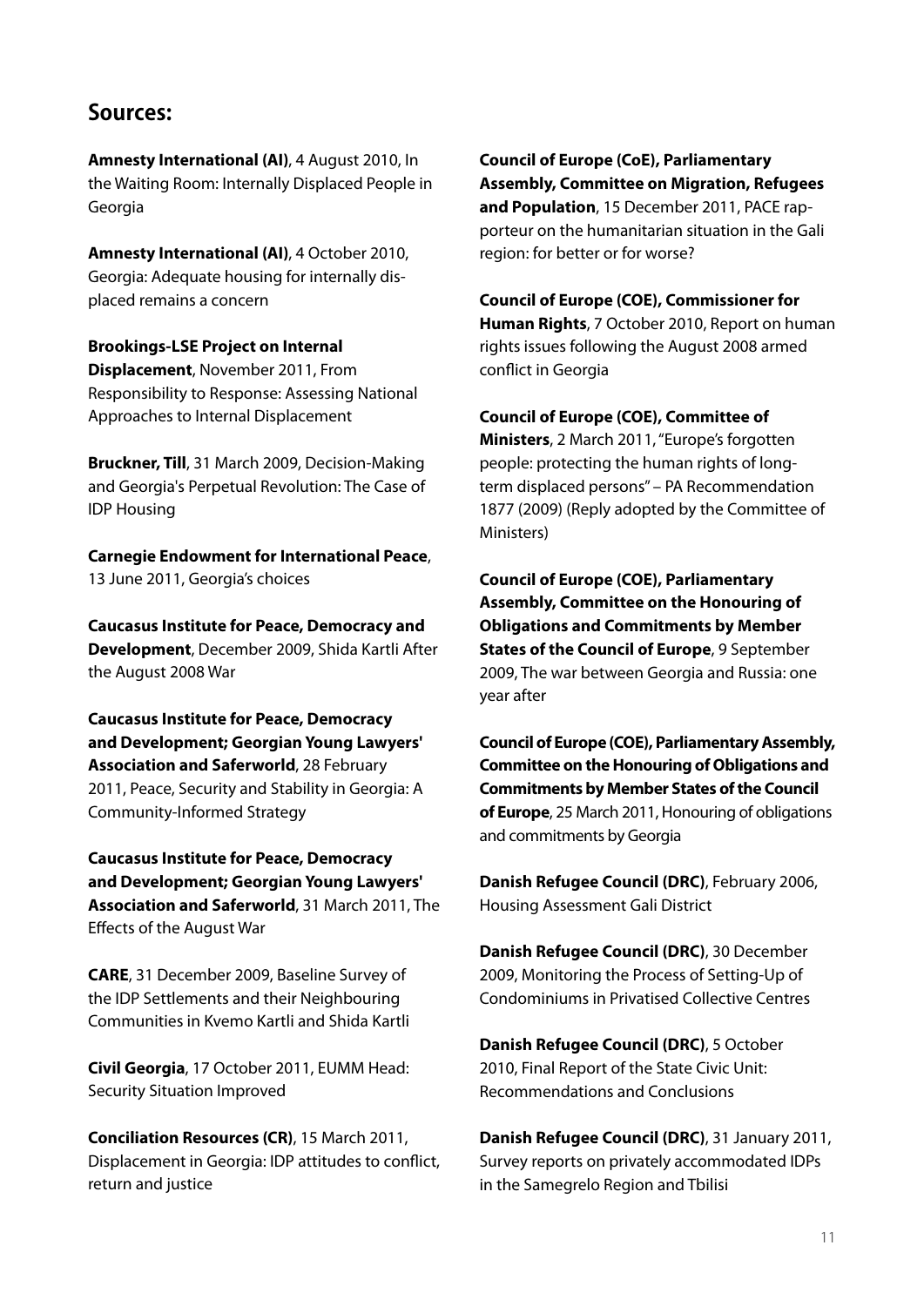## Sources:

**Amnesty International (AI)**, 4 August 2010, In the Waiting Room: Internally Displaced People in Georgia

**Amnesty International (AI)**, 4 October 2010, Georgia: Adequate housing for internally displaced remains a concern

**Brookings-LSE Project on Internal Displacement**, November 2011, From Responsibility to Response: Assessing National Approaches to Internal Displacement

**Bruckner, Till**, 31 March 2009, Decision-Making and Georgia's Perpetual Revolution: The Case of IDP Housing

**Carnegie Endowment for International Peace**, 13 June 2011, Georgia's choices

**Caucasus Institute for Peace, Democracy and Development**, December 2009, Shida Kartli After the August 2008 War

**Caucasus Institute for Peace, Democracy and Development; Georgian Young Lawyers' Association and Saferworld**, 28 February 2011, Peace, Security and Stability in Georgia: A Community-Informed Strategy

**Caucasus Institute for Peace, Democracy and Development; Georgian Young Lawyers' Association and Saferworld**, 31 March 2011, The Effects of the August War

**CARE**, 31 December 2009, Baseline Survey of the IDP Settlements and their Neighbouring Communities in Kvemo Kartli and Shida Kartli

**Civil Georgia**, 17 October 2011, EUMM Head: Security Situation Improved

**Conciliation Resources (CR)**, 15 March 2011, Displacement in Georgia: IDP attitudes to conflict, return and justice

**Council of Europe (CoE), Parliamentary Assembly, Committee on Migration, Refugees and Population**, 15 December 2011, PACE rapporteur on the humanitarian situation in the Gali region: for better or for worse?

**Council of Europe (COE), Commissioner for Human Rights**, 7 October 2010, Report on human rights issues following the August 2008 armed conflict in Georgia

**Council of Europe (COE), Committee of Ministers**, 2 March 2011, "Europe's forgotten people: protecting the human rights of long-term displaced persons" – PA Recommendation 1877 (2009) (Reply adopted by the Committee of Ministers)

**Council of Europe (COE), Parliamentary Assembly, Committee on the Honouring of Obligations and Commitments by Member States of the Council of Europe**, 9 September 2009, The war between Georgia and Russia: one year after

**Council of Europe (COE), Parliamentary Assembly, Committee on the Honouring of Obligations and Commitments by Member States of the Council of Europe**, 25 March 2011, Honouring of obligations and commitments by Georgia

**Danish Refugee Council (DRC)**, February 2006, Housing Assessment Gali District

**Danish Refugee Council (DRC)**, 30 December 2009, Monitoring the Process of Setting-Up of Condominiums in Privatised Collective Centres

**Danish Refugee Council (DRC)**, 5 October 2010, Final Report of the State Civic Unit: Recommendations and Conclusions

**Danish Refugee Council (DRC)**, 31 January 2011, Survey reports on privately accommodated IDPs in the Samegrelo Region and Tbilisi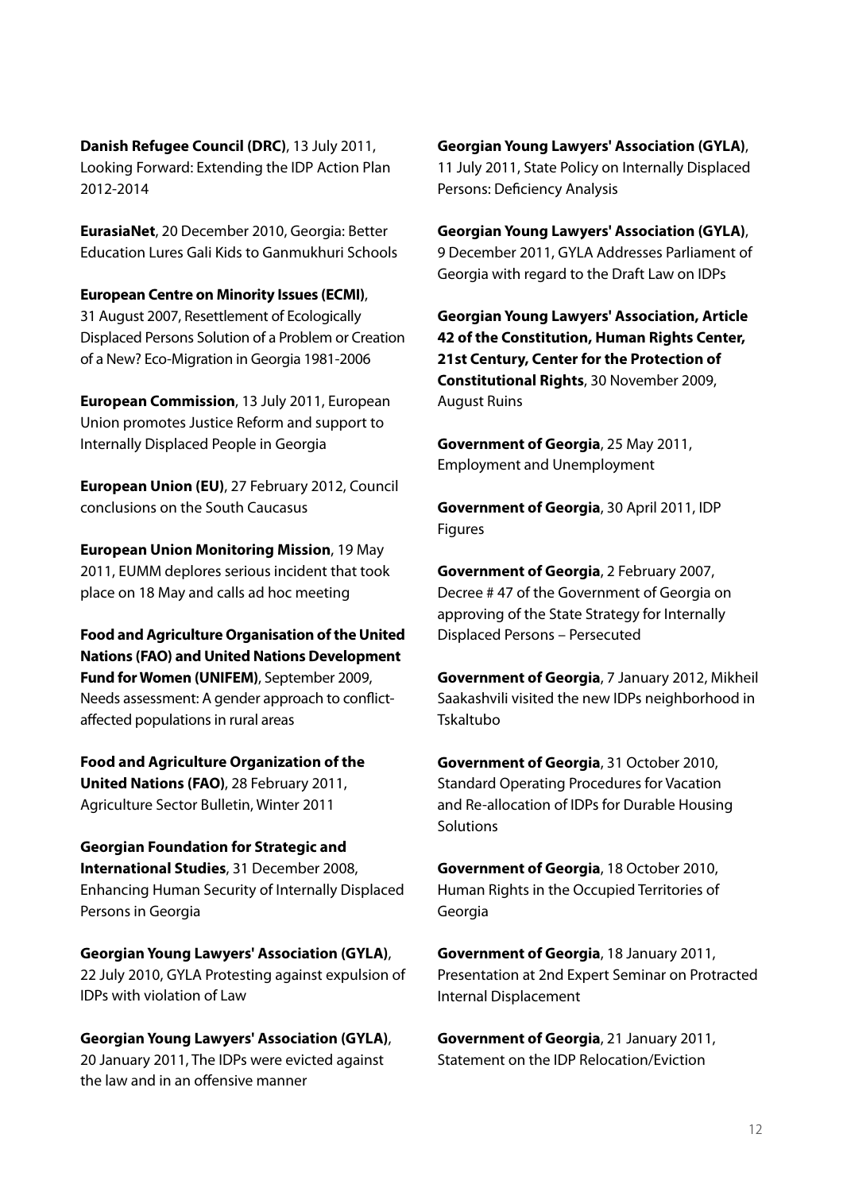**Danish Refugee Council (DRC)**, 13 July 2011, Looking Forward: Extending the IDP Action Plan 2012-2014

**EurasiaNet**, 20 December 2010, Georgia: Better Education Lures Gali Kids to Ganmukhuri Schools

**European Centre on Minority Issues (ECMI)**, 31 August 2007, Resettlement of Ecologically Displaced Persons Solution of a Problem or Creation of a New? Eco-Migration in Georgia 1981-2006

**European Commission**, 13 July 2011, European Union promotes Justice Reform and support to Internally Displaced People in Georgia

**European Union (EU)**, 27 February 2012, Council conclusions on the South Caucasus

**European Union Monitoring Mission**, 19 May 2011, EUMM deplores serious incident that took place on 18 May and calls ad hoc meeting

**Food and Agriculture Organisation of the United Nations (FAO) and United Nations Development Fund for Women (UNIFEM)**, September 2009, Needs assessment: A gender approach to conflict-affected populations in rural areas

**Food and Agriculture Organization of the United Nations (FAO)**, 28 February 2011, Agriculture Sector Bulletin, Winter 2011

**Georgian Foundation for Strategic and International Studies**, 31 December 2008, Enhancing Human Security of Internally Displaced Persons in Georgia

**Georgian Young Lawyers' Association (GYLA)**, 22 July 2010, GYLA Protesting against expulsion of IDPs with violation of Law

**Georgian Young Lawyers' Association (GYLA)**, 20 January 2011, The IDPs were evicted against the law and in an offensive manner

**Georgian Young Lawyers' Association (GYLA)**, 11 July 2011, State Policy on Internally Displaced Persons: Deficiency Analysis

**Georgian Young Lawyers' Association (GYLA)**, 9 December 2011, GYLA Addresses Parliament of Georgia with regard to the Draft Law on IDPs

**Georgian Young Lawyers' Association, Article 42 of the Constitution, Human Rights Center, 21st Century, Center for the Protection of Constitutional Rights**, 30 November 2009, August Ruins

**Government of Georgia**, 25 May 2011, Employment and Unemployment

**Government of Georgia**, 30 April 2011, IDP Figures

**Government of Georgia**, 2 February 2007, Decree # 47 of the Government of Georgia on approving of the State Strategy for Internally Displaced Persons – Persecuted

**Government of Georgia**, 7 January 2012, Mikheil Saakashvili visited the new IDPs neighborhood in Tskaltubo

**Government of Georgia**, 31 October 2010, Standard Operating Procedures for Vacation and Re-allocation of IDPs for Durable Housing Solutions

**Government of Georgia**, 18 October 2010, Human Rights in the Occupied Territories of Georgia

**Government of Georgia**, 18 January 2011, Presentation at 2nd Expert Seminar on Protracted Internal Displacement

**Government of Georgia**, 21 January 2011, Statement on the IDP Relocation/Eviction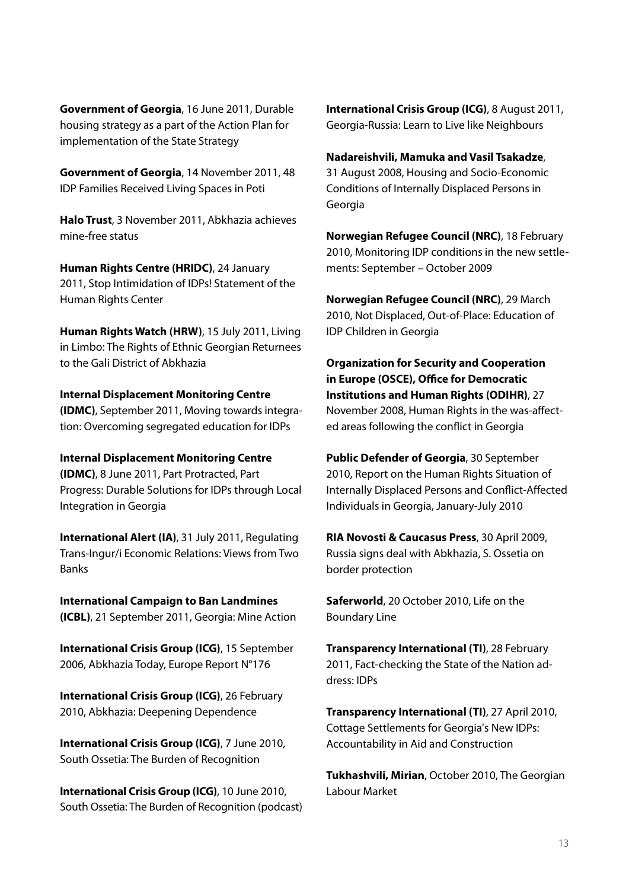**Government of Georgia**, 16 June 2011, Durable housing strategy as a part of the Action Plan for implementation of the State Strategy

**Government of Georgia**, 14 November 2011, 48 IDP Families Received Living Spaces in Poti

**Halo Trust**, 3 November 2011, Abkhazia achieves mine-free status

**Human Rights Centre (HRIDC)**, 24 January 2011, Stop Intimidation of IDPs! Statement of the Human Rights Center

**Human Rights Watch (HRW)**, 15 July 2011, Living in Limbo: The Rights of Ethnic Georgian Returnees to the Gali District of Abkhazia

**Internal Displacement Monitoring Centre (IDMC)**, September 2011, Moving towards integration: Overcoming segregated education for IDPs

**Internal Displacement Monitoring Centre (IDMC)**, 8 June 2011, Part Protracted, Part Progress: Durable Solutions for IDPs through Local Integration in Georgia

**International Alert (IA)**, 31 July 2011, Regulating Trans-Ingur/i Economic Relations: Views from Two Banks

**International Campaign to Ban Landmines (ICBL)**, 21 September 2011, Georgia: Mine Action

**International Crisis Group (ICG)**, 15 September 2006, Abkhazia Today, Europe Report N°176

**International Crisis Group (ICG)**, 26 February 2010, Abkhazia: Deepening Dependence

**International Crisis Group (ICG)**, 7 June 2010, South Ossetia: The Burden of Recognition

**International Crisis Group (ICG)**, 10 June 2010, South Ossetia: The Burden of Recognition (podcast)

**International Crisis Group (ICG)**, 8 August 2011, Georgia-Russia: Learn to Live like Neighbours

**Nadareishvili, Mamuka and Vasil Tsakadze**, 31 August 2008, Housing and Socio-Economic Conditions of Internally Displaced Persons in Georgia

**Norwegian Refugee Council (NRC)**, 18 February 2010, Monitoring IDP conditions in the new settlements: September – October 2009

**Norwegian Refugee Council (NRC)**, 29 March 2010, Not Displaced, Out-of-Place: Education of IDP Children in Georgia

**Organization for Security and Cooperation in Europe (OSCE), Office for Democratic Institutions and Human Rights (ODIHR)**, 27 November 2008, Human Rights in the was-affected areas following the conflict in Georgia

**Public Defender of Georgia**, 30 September 2010, Report on the Human Rights Situation of Internally Displaced Persons and Conflict-Affected Individuals in Georgia, January-July 2010

**RIA Novosti & Caucasus Press**, 30 April 2009, Russia signs deal with Abkhazia, S. Ossetia on border protection

**Saferworld**, 20 October 2010, Life on the Boundary Line

**Transparency International (TI)**, 28 February 2011, Fact-checking the State of the Nation address: IDPs

**Transparency International (TI)**, 27 April 2010, Cottage Settlements for Georgia's New IDPs: Accountability in Aid and Construction

**Tukhashvili, Mirian**, October 2010, The Georgian Labour Market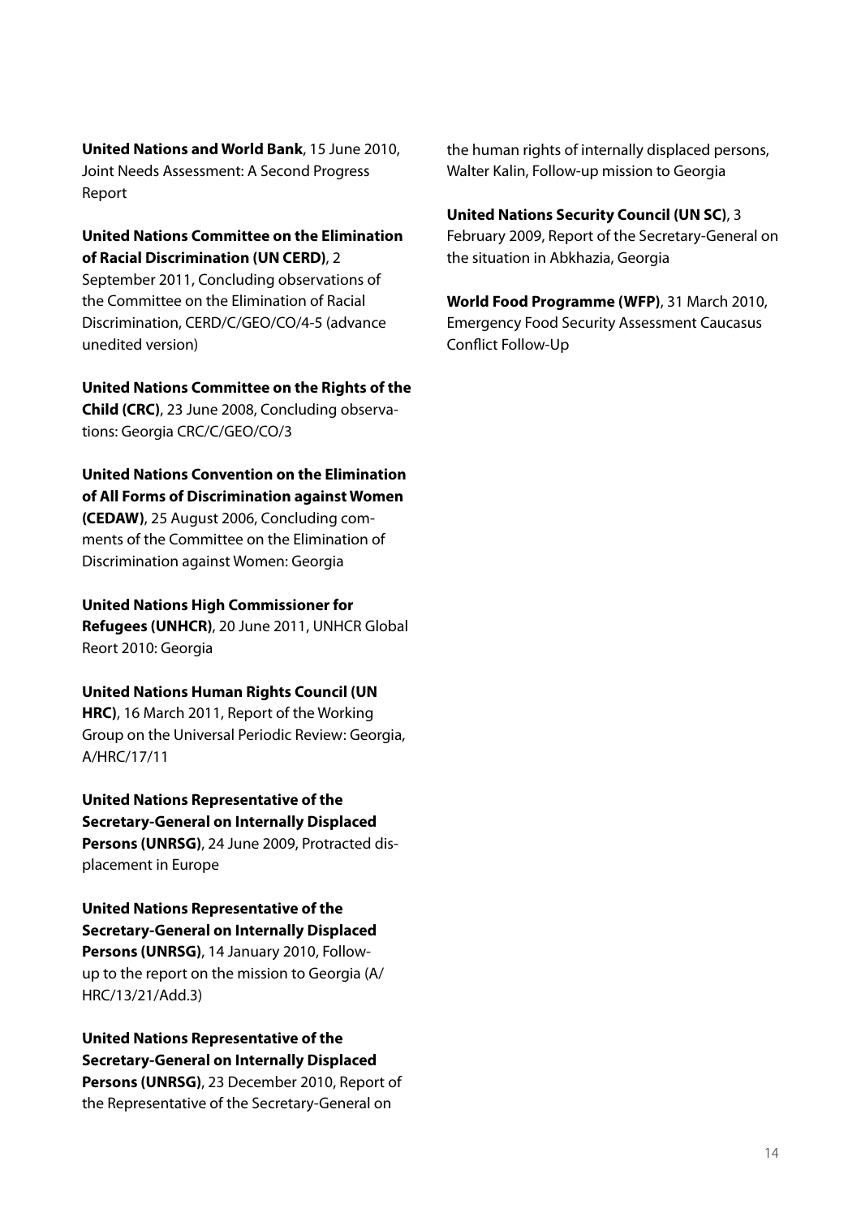**United Nations and World Bank**, 15 June 2010, Joint Needs Assessment: A Second Progress Report

**United Nations Committee on the Elimination of Racial Discrimination (UN CERD)**, 2 September 2011, Concluding observations of the Committee on the Elimination of Racial Discrimination, CERD/C/GEO/CO/4-5 (advance unedited version)

**United Nations Committee on the Rights of the Child (CRC)**, 23 June 2008, Concluding observations: Georgia CRC/C/GEO/CO/3

**United Nations Convention on the Elimination of All Forms of Discrimination against Women (CEDAW)**, 25 August 2006, Concluding comments of the Committee on the Elimination of Discrimination against Women: Georgia

**United Nations High Commissioner for Refugees (UNHCR)**, 20 June 2011, UNHCR Global Reort 2010: Georgia

**United Nations Human Rights Council (UN HRC)**, 16 March 2011, Report of the Working Group on the Universal Periodic Review: Georgia, A/HRC/17/11

**United Nations Representative of the Secretary-General on Internally Displaced Persons (UNRSG)**, 24 June 2009, Protracted displacement in Europe

**United Nations Representative of the Secretary-General on Internally Displaced Persons (UNRSG)**, 14 January 2010, Follow-up to the report on the mission to Georgia (A/HRC/13/21/Add.3)

**United Nations Representative of the Secretary-General on Internally Displaced Persons (UNRSG)**, 23 December 2010, Report of the Representative of the Secretary-General on the human rights of internally displaced persons, Walter Kalin, Follow-up mission to Georgia

**United Nations Security Council (UN SC)**, 3 February 2009, Report of the Secretary-General on the situation in Abkhazia, Georgia

**World Food Programme (WFP)**, 31 March 2010, Emergency Food Security Assessment Caucasus Conflict Follow-Up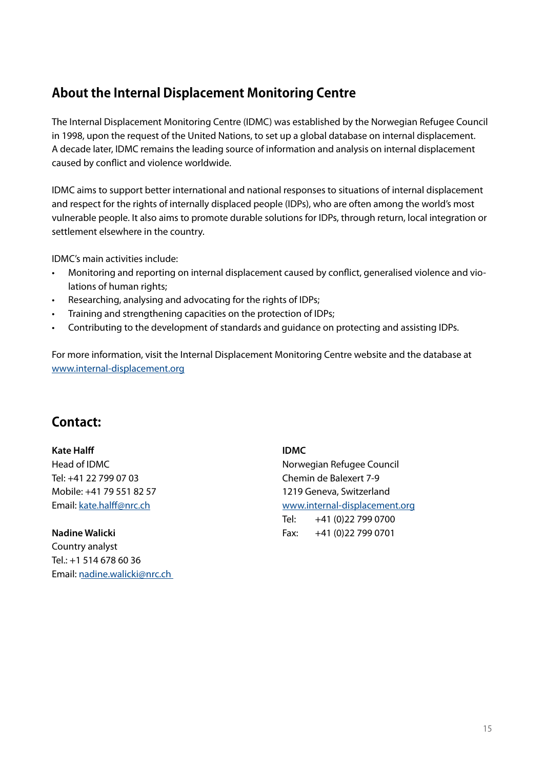## About the Internal Displacement Monitoring Centre

The Internal Displacement Monitoring Centre (IDMC) was established by the Norwegian Refugee Council in 1998, upon the request of the United Nations, to set up a global database on internal displacement. A decade later, IDMC remains the leading source of information and analysis on internal displacement caused by conflict and violence worldwide.

IDMC aims to support better international and national responses to situations of internal displacement and respect for the rights of internally displaced people (IDPs), who are often among the world's most vulnerable people. It also aims to promote durable solutions for IDPs, through return, local integration or settlement elsewhere in the country.

IDMC's main activities include:

- Monitoring and reporting on internal displacement caused by conflict, generalised violence and violations of human rights;
- Researching, analysing and advocating for the rights of IDPs;
- Training and strengthening capacities on the protection of IDPs;
- Contributing to the development of standards and guidance on protecting and assisting IDPs.

For more information, visit the Internal Displacement Monitoring Centre website and the database at [www.internal-displacement.org](http://www.internal-displacement.org)

## Contact:

**Kate Halff**
Head of IDMC
Tel: +41 22 799 07 03
Mobile: +41 79 551 82 57
Email: [kate.halff@nrc.ch](mailto:kate.halff@nrc.ch)

**Nadine Walicki**
Country analyst
Tel.: +1 514 678 60 36
Email: [nadine.walicki@nrc.ch](mailto:nadine.walicki@nrc.ch)

**IDMC**
Norwegian Refugee Council
Chemin de Balexert 7-9
1219 Geneva, Switzerland
[www.internal-displacement.org](http://www.internal-displacement.org)
Tel: +41 (0)22 799 0700
Fax: +41 (0)22 799 0701